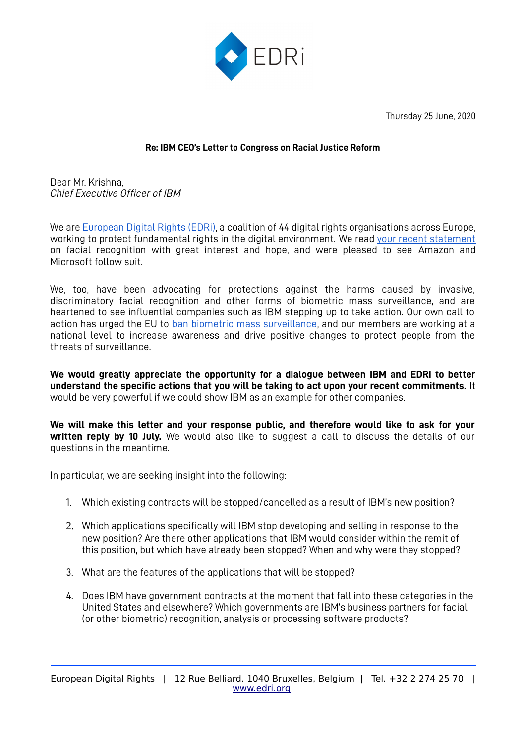EDRi

Thursday 25 June, 2020

**Re: IBM CEO's Letter to Congress on Racial Justice Reform**

Dear Mr. Krishna,
*Chief Executive Officer of IBM*

We are European Digital Rights (EDRi), a coalition of 44 digital rights organisations across Europe, working to protect fundamental rights in the digital environment. We read your recent statement on facial recognition with great interest and hope, and were pleased to see Amazon and Microsoft follow suit.

We, too, have been advocating for protections against the harms caused by invasive, discriminatory facial recognition and other forms of biometric mass surveillance, and are heartened to see influential companies such as IBM stepping up to take action. Our own call to action has urged the EU to ban biometric mass surveillance, and our members are working at a national level to increase awareness and drive positive changes to protect people from the threats of surveillance.

**We would greatly appreciate the opportunity for a dialogue between IBM and EDRi to better understand the specific actions that you will be taking to act upon your recent commitments.** It would be very powerful if we could show IBM as an example for other companies.

**We will make this letter and your response public, and therefore would like to ask for your written reply by 10 July.** We would also like to suggest a call to discuss the details of our questions in the meantime.

In particular, we are seeking insight into the following:

1. Which existing contracts will be stopped/cancelled as a result of IBM's new position?
2. Which applications specifically will IBM stop developing and selling in response to the new position? Are there other applications that IBM would consider within the remit of this position, but which have already been stopped? When and why were they stopped?
3. What are the features of the applications that will be stopped?
4. Does IBM have government contracts at the moment that fall into these categories in the United States and elsewhere? Which governments are IBM's business partners for facial (or other biometric) recognition, analysis or processing software products?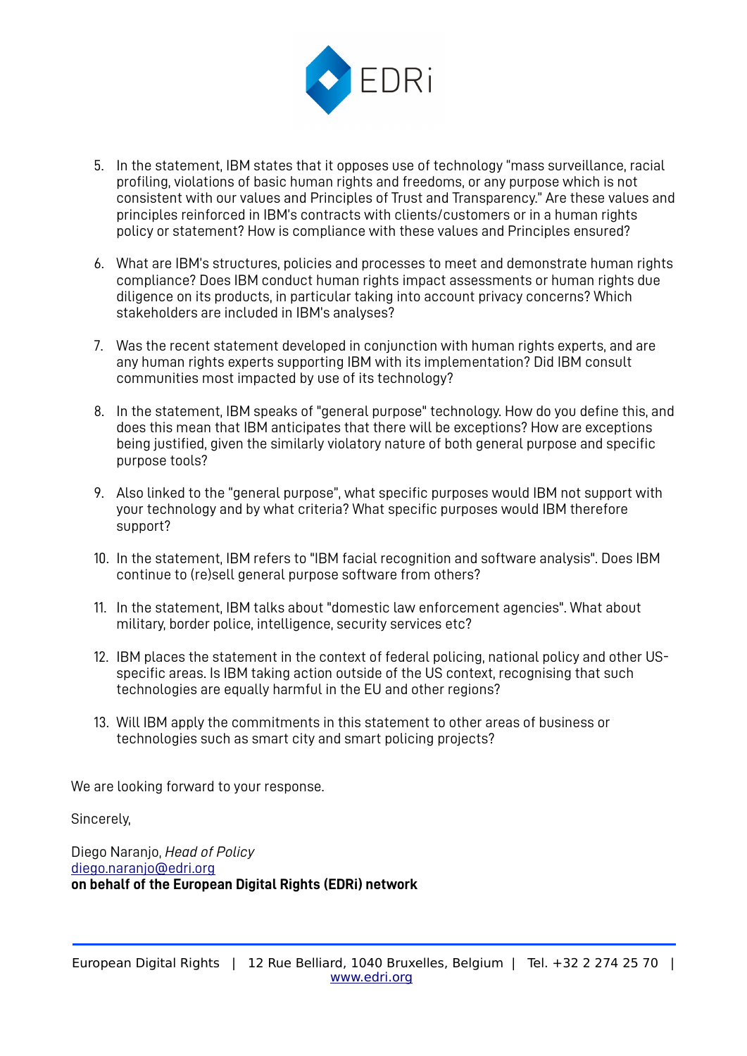5. In the statement, IBM states that it opposes use of technology "mass surveillance, racial profiling, violations of basic human rights and freedoms, or any purpose which is not consistent with our values and Principles of Trust and Transparency." Are these values and principles reinforced in IBM's contracts with clients/customers or in a human rights policy or statement? How is compliance with these values and Principles ensured?

6. What are IBM's structures, policies and processes to meet and demonstrate human rights compliance? Does IBM conduct human rights impact assessments or human rights due diligence on its products, in particular taking into account privacy concerns? Which stakeholders are included in IBM's analyses?

7. Was the recent statement developed in conjunction with human rights experts, and are any human rights experts supporting IBM with its implementation? Did IBM consult communities most impacted by use of its technology?

8. In the statement, IBM speaks of "general purpose" technology. How do you define this, and does this mean that IBM anticipates that there will be exceptions? How are exceptions being justified, given the similarly violatory nature of both general purpose and specific purpose tools?

9. Also linked to the "general purpose", what specific purposes would IBM not support with your technology and by what criteria? What specific purposes would IBM therefore support?

10. In the statement, IBM refers to "IBM facial recognition and software analysis". Does IBM continue to (re)sell general purpose software from others?

11. In the statement, IBM talks about "domestic law enforcement agencies". What about military, border police, intelligence, security services etc?

12. IBM places the statement in the context of federal policing, national policy and other US-specific areas. Is IBM taking action outside of the US context, recognising that such technologies are equally harmful in the EU and other regions?

13. Will IBM apply the commitments in this statement to other areas of business or technologies such as smart city and smart policing projects?

We are looking forward to your response.

Sincerely,

Diego Naranjo, *Head of Policy*
diego.naranjo@edri.org
**on behalf of the European Digital Rights (EDRi) network**

European Digital Rights | 12 Rue Belliard, 1040 Bruxelles, Belgium | Tel. +32 2 274 25 70 | www.edri.org